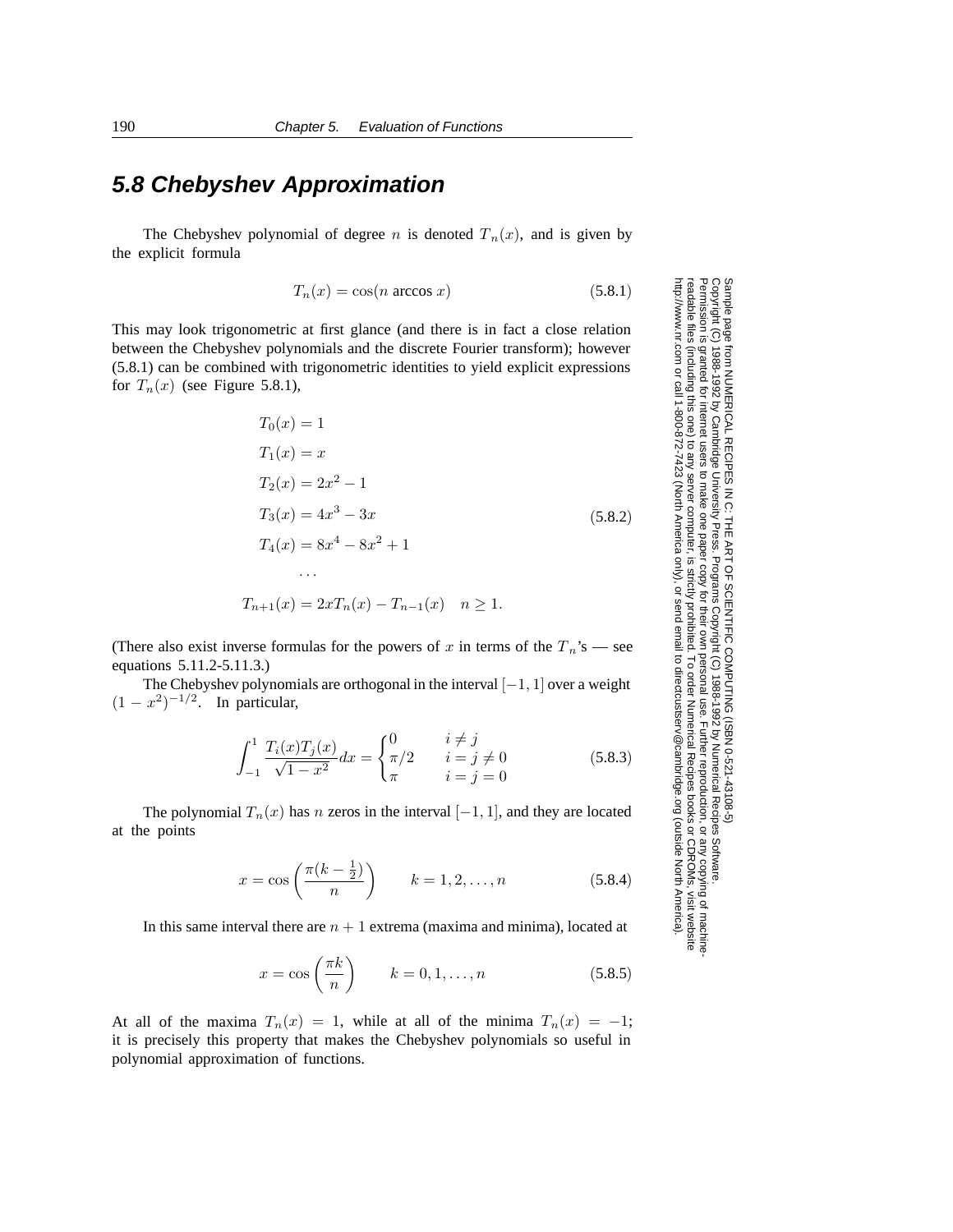## 5.8 Chebyshev Approximation

The Chebyshev polynomial of degree $n$ is denoted $T_n(x)$, and is given by the explicit formula

$$T_n(x) = \cos(n \arccos x) \tag{5.8.1}$$

This may look trigonometric at first glance (and there is in fact a close relation between the Chebyshev polynomials and the discrete Fourier transform); however (5.8.1) can be combined with trigonometric identities to yield explicit expressions for $T_n(x)$ (see Figure 5.8.1),

$$\begin{aligned}
T_0(x) &= 1 \\
T_1(x) &= x \\
T_2(x) &= 2x^2 - 1 \\
T_3(x) &= 4x^3 - 3x \\
T_4(x) &= 8x^4 - 8x^2 + 1 \\
&\cdots \\
T_{n+1}(x) &= 2xT_n(x) - T_{n-1}(x) \quad n \geq 1.
\end{aligned} \tag{5.8.2}$$

(There also exist inverse formulas for the powers of $x$ in terms of the $T_n$'s — see equations 5.11.2-5.11.3.)

The Chebyshev polynomials are orthogonal in the interval $[-1, 1]$ over a weight $(1 - x^2)^{-1/2}$. In particular,

$$\int_{-1}^{1} \frac{T_i(x)T_j(x)}{\sqrt{1-x^2}} dx = \begin{cases} 0 & i \neq j \\ \pi/2 & i = j \neq 0 \\ \pi & i = j = 0 \end{cases} \tag{5.8.3}$$

The polynomial $T_n(x)$ has $n$ zeros in the interval $[-1, 1]$, and they are located at the points

$$x = \cos\left(\frac{\pi(k - \frac{1}{2})}{n}\right) \qquad k = 1, 2, \ldots, n \tag{5.8.4}$$

In this same interval there are $n + 1$ extrema (maxima and minima), located at

$$x = \cos\left(\frac{\pi k}{n}\right) \qquad k = 0, 1, \ldots, n \tag{5.8.5}$$

At all of the maxima $T_n(x) = 1$, while at all of the minima $T_n(x) = -1$; it is precisely this property that makes the Chebyshev polynomials so useful in polynomial approximation of functions.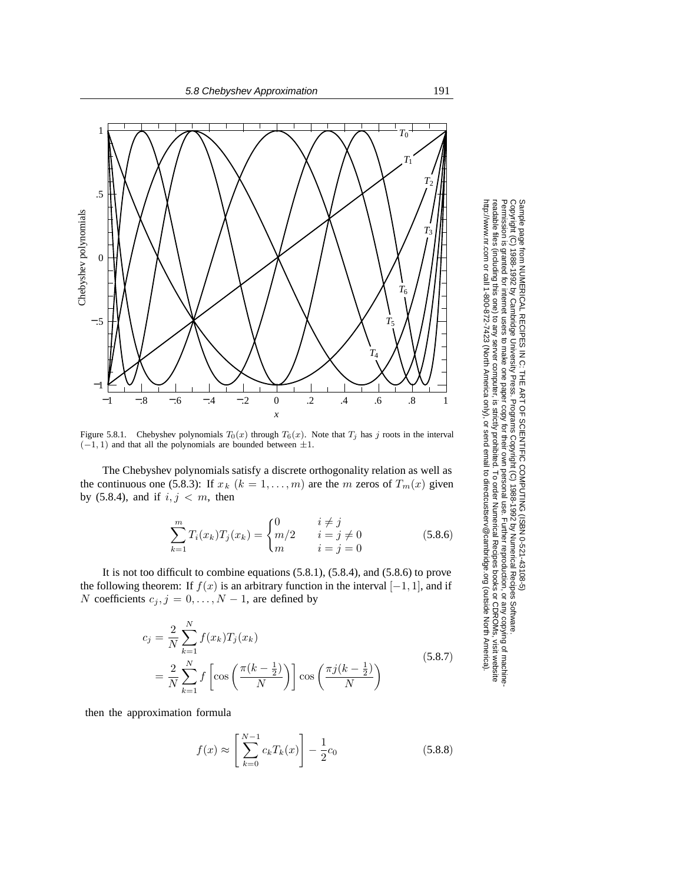Figure 5.8.1. Chebyshev polynomials $T_0(x)$ through $T_6(x)$. Note that $T_j$ has $j$ roots in the interval $(-1, 1)$ and that all the polynomials are bounded between $\pm 1$.

The Chebyshev polynomials satisfy a discrete orthogonality relation as well as the continuous one (5.8.3): If $x_k$ $(k = 1, \ldots, m)$ are the $m$ zeros of $T_m(x)$ given by (5.8.4), and if $i, j < m$, then

$$\sum_{k=1}^{m} T_i(x_k) T_j(x_k) = \begin{cases} 0 & i \neq j \\ m/2 & i = j \neq 0 \\ m & i = j = 0 \end{cases} \tag{5.8.6}$$

It is not too difficult to combine equations (5.8.1), (5.8.4), and (5.8.6) to prove the following theorem: If $f(x)$ is an arbitrary function in the interval $[-1, 1]$, and if $N$ coefficients $c_j, j = 0, \ldots, N-1$, are defined by

$$\begin{aligned} c_j &= \frac{2}{N} \sum_{k=1}^{N} f(x_k) T_j(x_k) \\ &= \frac{2}{N} \sum_{k=1}^{N} f\left[\cos\left(\frac{\pi(k - \frac{1}{2})}{N}\right)\right] \cos\left(\frac{\pi j(k - \frac{1}{2})}{N}\right) \end{aligned} \tag{5.8.7}$$

then the approximation formula

$$f(x) \approx \left[\sum_{k=0}^{N-1} c_k T_k(x)\right] - \frac{1}{2} c_0 \tag{5.8.8}$$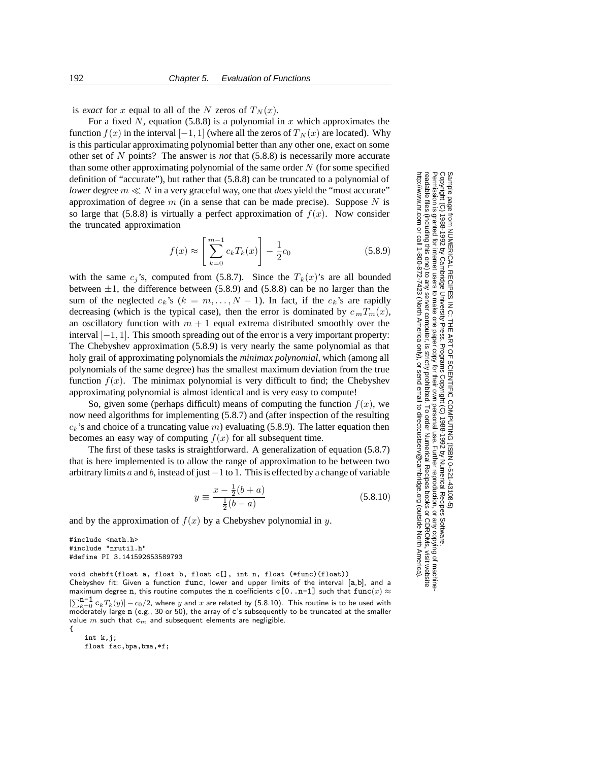is *exact* for $x$ equal to all of the $N$ zeros of $T_N(x)$.

For a fixed $N$, equation (5.8.8) is a polynomial in $x$ which approximates the function $f(x)$ in the interval $[-1, 1]$ (where all the zeros of $T_N(x)$ are located). Why is this particular approximating polynomial better than any other one, exact on some other set of $N$ points? The answer is *not* that (5.8.8) is necessarily more accurate than some other approximating polynomial of the same order $N$ (for some specified definition of "accurate"), but rather that (5.8.8) can be truncated to a polynomial of *lower* degree $m \ll N$ in a very graceful way, one that *does* yield the "most accurate" approximation of degree $m$ (in a sense that can be made precise). Suppose $N$ is so large that (5.8.8) is virtually a perfect approximation of $f(x)$. Now consider the truncated approximation

$$f(x) \approx \left[ \sum_{k=0}^{m-1} c_k T_k(x) \right] - \frac{1}{2}c_0 \tag{5.8.9}$$

with the same $c_j$'s, computed from (5.8.7). Since the $T_k(x)$'s are all bounded between $\pm 1$, the difference between (5.8.9) and (5.8.8) can be no larger than the sum of the neglected $c_k$'s ($k = m, \ldots, N-1$). In fact, if the $c_k$'s are rapidly decreasing (which is the typical case), then the error is dominated by $c_m T_m(x)$, an oscillatory function with $m+1$ equal extrema distributed smoothly over the interval $[-1, 1]$. This smooth spreading out of the error is a very important property: The Chebyshev approximation (5.8.9) is very nearly the same polynomial as that holy grail of approximating polynomials the *minimax polynomial*, which (among all polynomials of the same degree) has the smallest maximum deviation from the true function $f(x)$. The minimax polynomial is very difficult to find; the Chebyshev approximating polynomial is almost identical and is very easy to compute!

So, given some (perhaps difficult) means of computing the function $f(x)$, we now need algorithms for implementing (5.8.7) and (after inspection of the resulting $c_k$'s and choice of a truncating value $m$) evaluating (5.8.9). The latter equation then becomes an easy way of computing $f(x)$ for all subsequent time.

The first of these tasks is straightforward. A generalization of equation (5.8.7) that is here implemented is to allow the range of approximation to be between two arbitrary limits $a$ and $b$, instead of just $-1$ to $1$. This is effected by a change of variable

$$y \equiv \frac{x - \frac{1}{2}(b+a)}{\frac{1}{2}(b-a)} \tag{5.8.10}$$

and by the approximation of $f(x)$ by a Chebyshev polynomial in $y$.

```
#include <math.h>
#include "nrutil.h"
#define PI 3.141592653589793

void chebft(float a, float b, float c[], int n, float (*func)(float))
```

Chebyshev fit: Given a function func, lower and upper limits of the interval [a,b], and a maximum degree n, this routine computes the n coefficients c[0..n-1] such that func$(x) \approx [\sum_{k=0}^{n-1} c_k T_k(y)] - c_0/2$, where $y$ and $x$ are related by (5.8.10). This routine is to be used with moderately large n (e.g., 30 or 50), the array of c's subsequently to be truncated at the smaller value $m$ such that $c_m$ and subsequent elements are negligible.

```
{
    int k,j;
    float fac,bpa,bma,*f;
```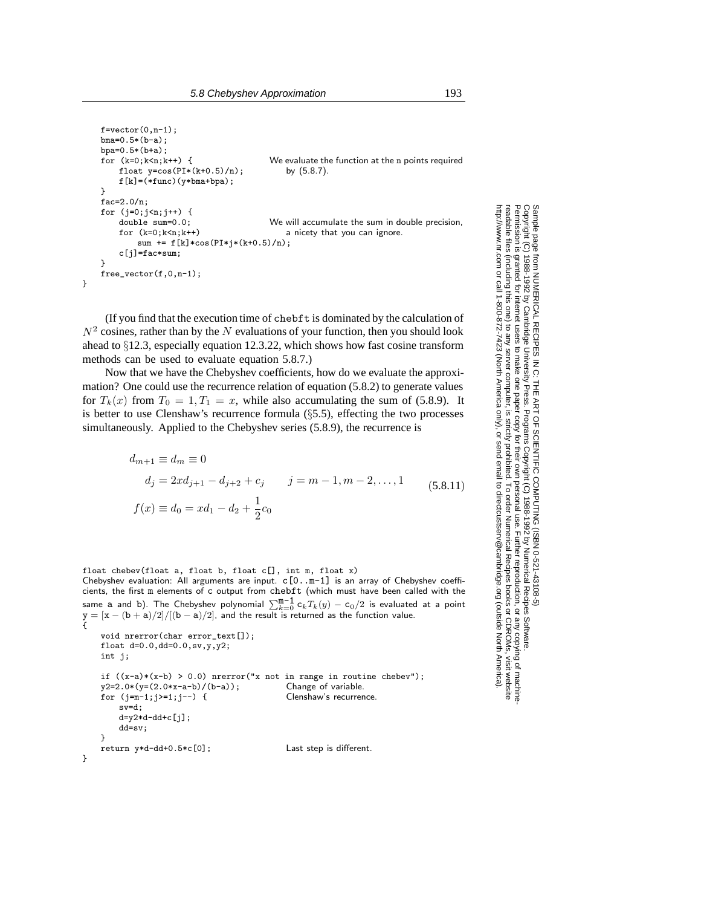```
    f=vector(0,n-1);
    bma=0.5*(b-a);
    bpa=0.5*(b+a);
    for (k=0;k<n;k++) {                   We evaluate the function at the n points required
        float y=cos(PI*(k+0.5)/n);            by (5.8.7).
        f[k]=(*func)(y*bma+bpa);
    }
    fac=2.0/n;
    for (j=0;j<n;j++) {
        double sum=0.0;                   We will accumulate the sum in double precision,
        for (k=0;k<n;k++)                     a nicety that you can ignore.
            sum += f[k]*cos(PI*j*(k+0.5)/n);
        c[j]=fac*sum;
    }
    free_vector(f,0,n-1);
}
```

(If you find that the execution time of `chebft` is dominated by the calculation of $N^2$ cosines, rather than by the $N$ evaluations of your function, then you should look ahead to §12.3, especially equation 12.3.22, which shows how fast cosine transform methods can be used to evaluate equation 5.8.7.)

Now that we have the Chebyshev coefficients, how do we evaluate the approximation? One could use the recurrence relation of equation (5.8.2) to generate values for $T_k(x)$ from $T_0 = 1, T_1 = x$, while also accumulating the sum of (5.8.9). It is better to use Clenshaw's recurrence formula (§5.5), effecting the two processes simultaneously. Applied to the Chebyshev series (5.8.9), the recurrence is

$$
\begin{aligned}
d_{m+1} \equiv d_m &\equiv 0 \\
d_j &= 2x d_{j+1} - d_{j+2} + c_j \qquad j = m-1, m-2, \dots, 1 \\
f(x) \equiv d_0 &= x d_1 - d_2 + \frac{1}{2} c_0
\end{aligned}
\tag{5.8.11}
$$

```
float chebev(float a, float b, float c[], int m, float x)
```

Chebyshev evaluation: All arguments are input. `c[0..m-1]` is an array of Chebyshev coefficients, the first `m` elements of `c` output from `chebft` (which must have been called with the same `a` and `b`). The Chebyshev polynomial $\sum_{k=0}^{m-1} c_k T_k(y) - c_0/2$ is evaluated at a point $y = [x - (b+a)/2]/[(b-a)/2]$, and the result is returned as the function value.

```
{
    void nrerror(char error_text[]);
    float d=0.0,dd=0.0,sv,y,y2;
    int j;

    if ((x-a)*(x-b) > 0.0) nrerror("x not in range in routine chebev");
    y2=2.0*(y=(2.0*x-a-b)/(b-a));           Change of variable.
    for (j=m-1;j>=1;j--) {                  Clenshaw's recurrence.
        sv=d;
        d=y2*d-dd+c[j];
        dd=sv;
    }
    return y*d-dd+0.5*c[0];                 Last step is different.
}
```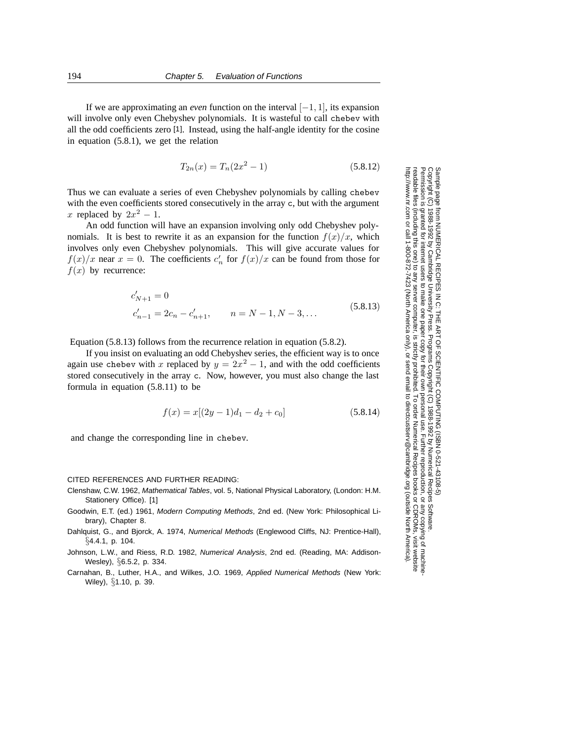If we are approximating an *even* function on the interval $[-1, 1]$, its expansion will involve only even Chebyshev polynomials. It is wasteful to call `chebev` with all the odd coefficients zero [1]. Instead, using the half-angle identity for the cosine in equation (5.8.1), we get the relation

$$T_{2n}(x) = T_n(2x^2 - 1) \tag{5.8.12}$$

Thus we can evaluate a series of even Chebyshev polynomials by calling `chebev` with the even coefficients stored consecutively in the array `c`, but with the argument $x$ replaced by $2x^2 - 1$.

An odd function will have an expansion involving only odd Chebyshev polynomials. It is best to rewrite it as an expansion for the function $f(x)/x$, which involves only even Chebyshev polynomials. This will give accurate values for $f(x)/x$ near $x = 0$. The coefficients $c'_n$ for $f(x)/x$ can be found from those for $f(x)$ by recurrence:

$$\begin{aligned} c'_{N+1} &= 0 \\ c'_{n-1} &= 2c_n - c'_{n+1}, \qquad n = N-1, N-3, \ldots \end{aligned} \tag{5.8.13}$$

Equation (5.8.13) follows from the recurrence relation in equation (5.8.2).

If you insist on evaluating an odd Chebyshev series, the efficient way is to once again use `chebev` with $x$ replaced by $y = 2x^2 - 1$, and with the odd coefficients stored consecutively in the array `c`. Now, however, you must also change the last formula in equation (5.8.11) to be

$$f(x) = x[(2y - 1)d_1 - d_2 + c_0] \tag{5.8.14}$$

and change the corresponding line in `chebev`.

CITED REFERENCES AND FURTHER READING:

Clenshaw, C.W. 1962, *Mathematical Tables*, vol. 5, National Physical Laboratory, (London: H.M. Stationery Office). [1]

Goodwin, E.T. (ed.) 1961, *Modern Computing Methods*, 2nd ed. (New York: Philosophical Library), Chapter 8.

Dahlquist, G., and Bjorck, A. 1974, *Numerical Methods* (Englewood Cliffs, NJ: Prentice-Hall), §4.4.1, p. 104.

Johnson, L.W., and Riess, R.D. 1982, *Numerical Analysis*, 2nd ed. (Reading, MA: Addison-Wesley), §6.5.2, p. 334.

Carnahan, B., Luther, H.A., and Wilkes, J.O. 1969, *Applied Numerical Methods* (New York: Wiley), §1.10, p. 39.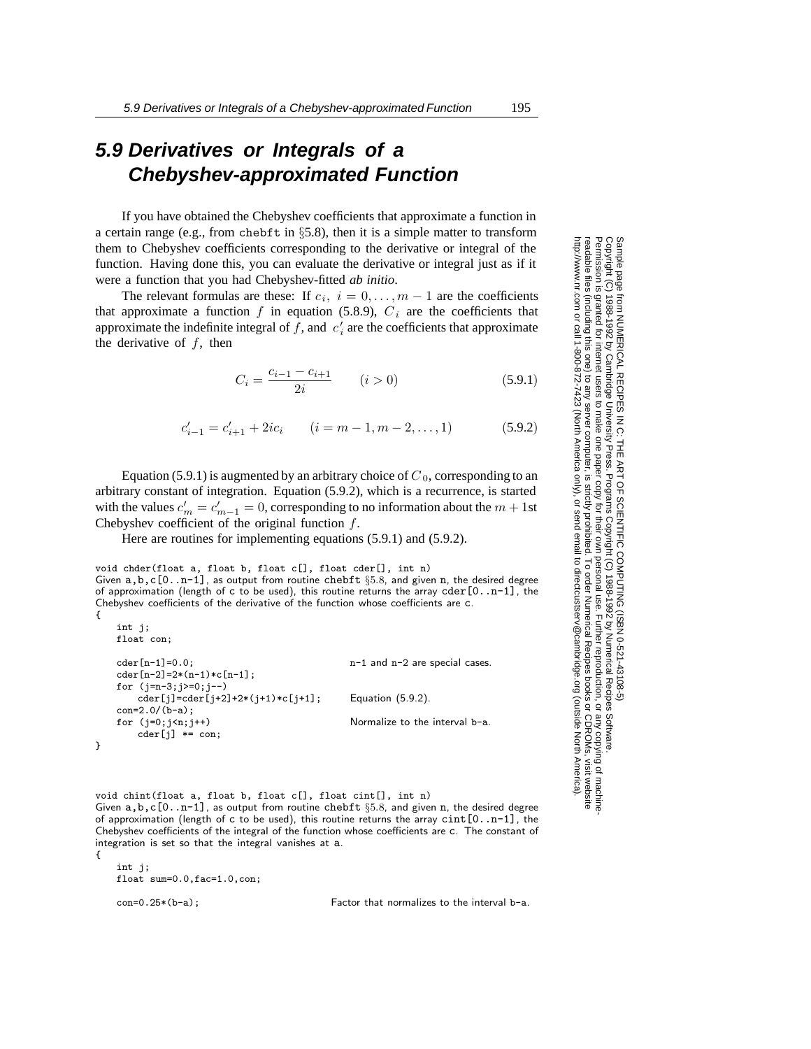# 5.9 Derivatives or Integrals of a Chebyshev-approximated Function

If you have obtained the Chebyshev coefficients that approximate a function in a certain range (e.g., from chebft in §5.8), then it is a simple matter to transform them to Chebyshev coefficients corresponding to the derivative or integral of the function. Having done this, you can evaluate the derivative or integral just as if it were a function that you had Chebyshev-fitted *ab initio*.

The relevant formulas are these: If $c_i,\ i = 0, \ldots, m-1$ are the coefficients that approximate a function $f$ in equation (5.8.9), $C_i$ are the coefficients that approximate the indefinite integral of $f$, and $c'_i$ are the coefficients that approximate the derivative of $f$, then

$$C_i = \frac{c_{i-1} - c_{i+1}}{2i} \qquad (i > 0) \tag{5.9.1}$$

$$c'_{i-1} = c'_{i+1} + 2ic_i \qquad (i = m-1, m-2, \ldots, 1) \tag{5.9.2}$$

Equation (5.9.1) is augmented by an arbitrary choice of $C_0$, corresponding to an arbitrary constant of integration. Equation (5.9.2), which is a recurrence, is started with the values $c'_m = c'_{m-1} = 0$, corresponding to no information about the $m+1$st Chebyshev coefficient of the original function $f$.

Here are routines for implementing equations (5.9.1) and (5.9.2).

```
void chder(float a, float b, float c[], float cder[], int n)
```
Given a,b,c[0..n-1], as output from routine chebft §5.8, and given n, the desired degree of approximation (length of c to be used), this routine returns the array cder[0..n-1], the Chebyshev coefficients of the derivative of the function whose coefficients are c.

```
{
    int j;
    float con;

    cder[n-1]=0.0;                              n-1 and n-2 are special cases.
    cder[n-2]=2*(n-1)*c[n-1];
    for (j=n-3;j>=0;j--)
        cder[j]=cder[j+2]+2*(j+1)*c[j+1];       Equation (5.9.2).
    con=2.0/(b-a);
    for (j=0;j<n;j++)                           Normalize to the interval b-a.
        cder[j] *= con;
}
```

```
void chint(float a, float b, float c[], float cint[], int n)
```
Given a,b,c[0..n-1], as output from routine chebft §5.8, and given n, the desired degree of approximation (length of c to be used), this routine returns the array cint[0..n-1], the Chebyshev coefficients of the integral of the function whose coefficients are c. The constant of integration is set so that the integral vanishes at a.

```
{
    int j;
    float sum=0.0,fac=1.0,con;

    con=0.25*(b-a);                         Factor that normalizes to the interval b-a.
```